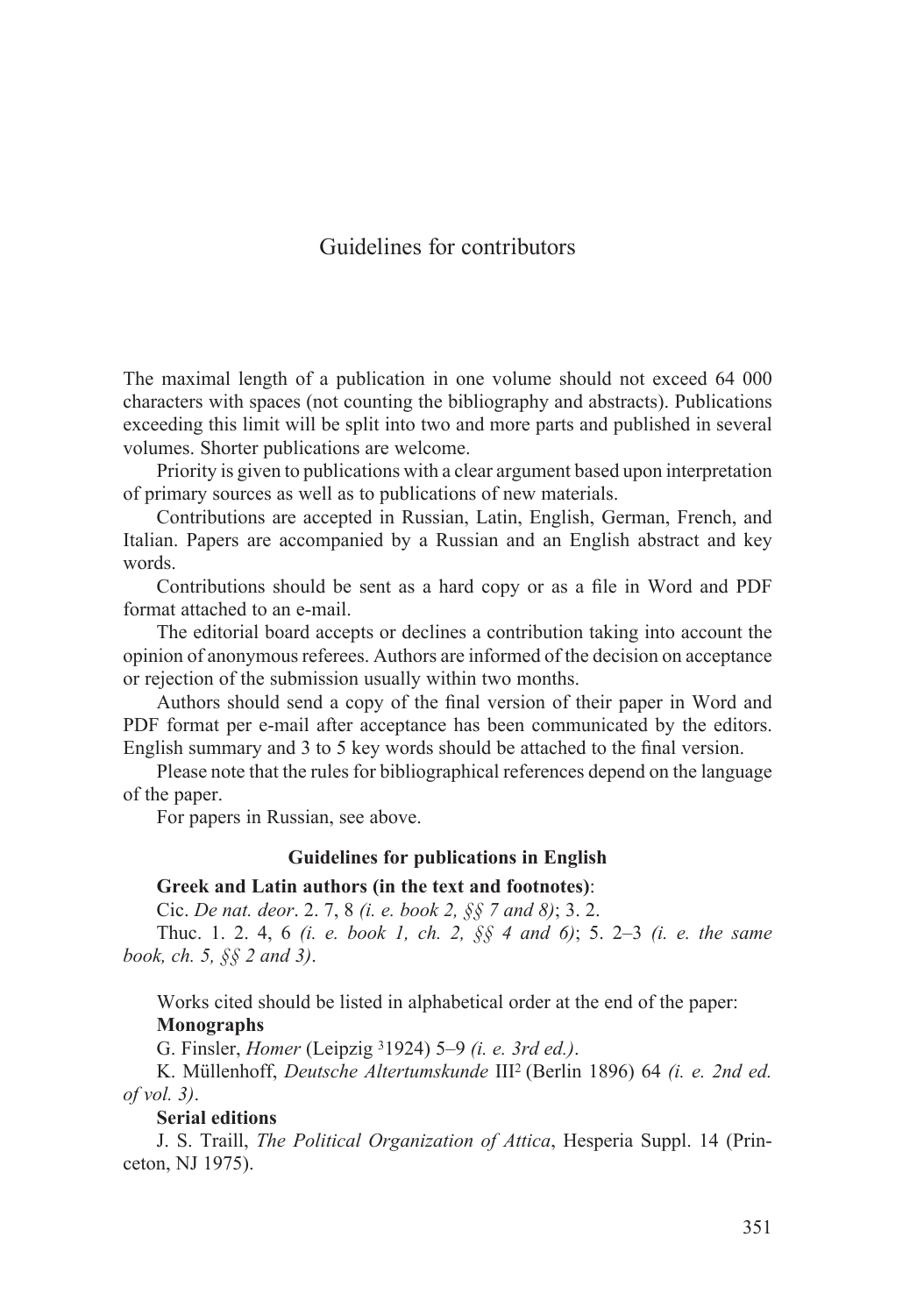# Guidelines for contributors

The maximal length of a publication in one volume should not exceed 64 000 characters with spaces (not counting the bibliography and abstracts). Publications exceeding this limit will be split into two and more parts and published in several volumes. Shorter publications are welcome.

Priority is given to publications with a clear argument based upon interpretation of primary sources as well as to publications of new materials.

Contributions are accepted in Russian, Latin, English, German, French, and Italian. Papers are accompanied by a Russian and an English abstract and key words.

Contributions should be sent as a hard copy or as a file in Word and PDF format attached to an e-mail.

The editorial board accepts or declines a contribution taking into account the opinion of anonymous referees. Authors are informed of the decision on acceptance or rejection of the submission usually within two months.

Authors should send a copy of the final version of their paper in Word and PDF format per e-mail after acceptance has been communicated by the editors. English summary and 3 to 5 key words should be attached to the final version.

Please note that the rules for bibliographical references depend on the language of the paper.

For papers in Russian, see above.

### Guidelines for publications in English

**Greek and Latin authors (in the text and footnotes)**:

Cic. *De nat. deor*. 2. 7, 8 *(i. e. book 2, §§ 7 and 8)*; 3. 2.

Thuc. 1. 2. 4, 6 *(i. e. book 1, ch. 2, §§ 4 and 6)*; 5. 2–3 *(i. e. the same book, ch. 5, §§ 2 and 3)*.

Works cited should be listed in alphabetical order at the end of the paper:

**Monographs**

G. Finsler, *Homer* (Leipzig $^{3}$1924) 5–9 *(i. e. 3rd ed.)*.

K. Müllenhoff, *Deutsche Altertumskunde* III$^{2}$ (Berlin 1896) 64 *(i. e. 2nd ed. of vol. 3)*.

**Serial editions**

J. S. Traill, *The Political Organization of Attica*, Hesperia Suppl. 14 (Princeton, NJ 1975).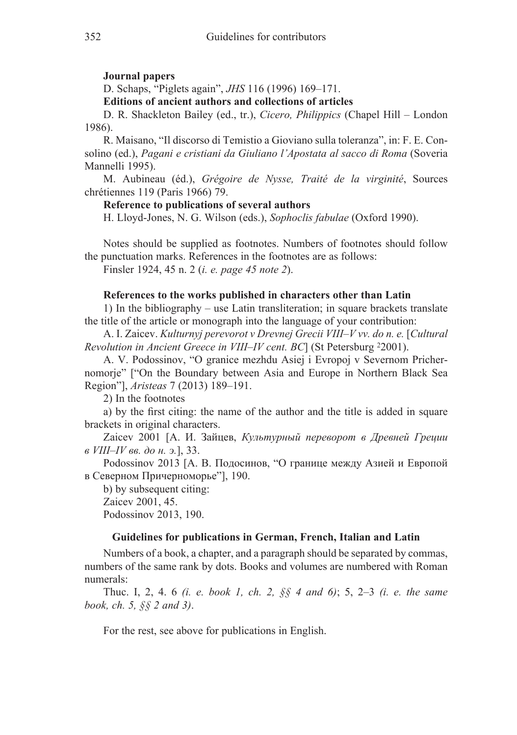**Journal papers**

D. Schaps, "Piglets again", *JHS* 116 (1996) 169–171.

**Editions of ancient authors and collections of articles**

D. R. Shackleton Bailey (ed., tr.), *Cicero, Philippics* (Chapel Hill – London 1986).

R. Maisano, "Il discorso di Temistio a Gioviano sulla toleranza", in: F. E. Consolino (ed.), *Pagani e cristiani da Giuliano l'Apostata al sacco di Roma* (Soveria Mannelli 1995).

M. Aubineau (éd.), *Grégoire de Nysse, Traité de la virginité*, Sources chrétiennes 119 (Paris 1966) 79.

**Reference to publications of several authors**

H. Lloyd-Jones, N. G. Wilson (eds.), *Sophoclis fabulae* (Oxford 1990).

Notes should be supplied as footnotes. Numbers of footnotes should follow the punctuation marks. References in the footnotes are as follows:

Finsler 1924, 45 n. 2 (*i. e. page 45 note 2*).

**References to the works published in characters other than Latin**

1) In the bibliography – use Latin transliteration; in square brackets translate the title of the article or monograph into the language of your contribution:

A. I. Zaicev. *Kulturnyj perevorot v Drevnej Grecii VIII–V vv. do n. e.* [*Cultural Revolution in Ancient Greece in VIII–IV cent. BC*] (St Petersburg [2]2001).

A. V. Podossinov, "O granice mezhdu Asiej i Evropoj v Severnom Prichernomorje" ["On the Boundary between Asia and Europe in Northern Black Sea Region"], *Aristeas* 7 (2013) 189–191.

2) In the footnotes

a) by the first citing: the name of the author and the title is added in square brackets in original characters.

Zaicev 2001 [А. И. Зайцев, *Культурный переворот в Древней Греции в VIII–IV вв. до н. э.*], 33.

Podossinov 2013 [А. В. Подосинов, "О границе между Азией и Европой в Северном Причерноморье"], 190.

b) by subsequent citing:

Zaicev 2001, 45.

Podossinov 2013, 190.

**Guidelines for publications in German, French, Italian and Latin**

Numbers of a book, a chapter, and a paragraph should be separated by commas, numbers of the same rank by dots. Books and volumes are numbered with Roman numerals:

Thuc. I, 2, 4. 6 *(i. e. book 1, ch. 2, §§ 4 and 6)*; 5, 2–3 *(i. e. the same book, ch. 5, §§ 2 and 3)*.

For the rest, see above for publications in English.